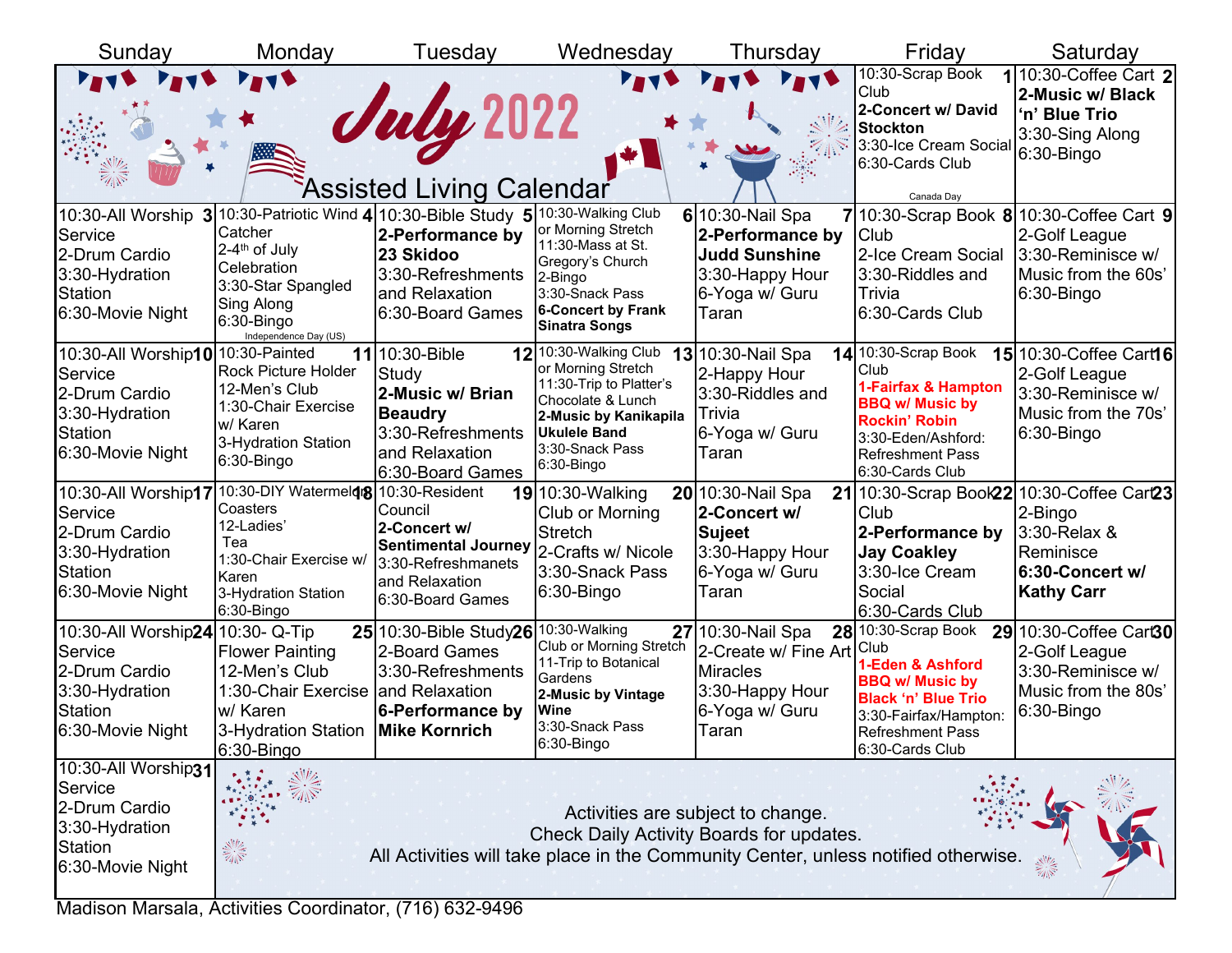# July 2022

## Assisted Living Calendar

| Sunday | Monday | Tuesday | Wednesday | Thursday | Friday | Saturday |
|---|---|---|---|---|---|---|
| | | | | | **1** 10:30-Scrap Book Club<br>**2-Concert w/ David Stockton**<br>3:30-Ice Cream Social<br>6:30-Cards Club<br>Canada Day | **2** 10:30-Coffee Cart<br>**2-Music w/ Black 'n' Blue Trio**<br>3:30-Sing Along<br>6:30-Bingo |
| **3** 10:30-All Worship Service<br>2-Drum Cardio<br>3:30-Hydration Station<br>6:30-Movie Night | **4** 10:30-Patriotic Wind Catcher<br>2-4th of July Celebration<br>3:30-Star Spangled Sing Along<br>6:30-Bingo<br>Independence Day (US) | **5** 10:30-Bible Study<br>**2-Performance by 23 Skidoo**<br>3:30-Refreshments and Relaxation<br>6:30-Board Games | **6** 10:30-Walking Club or Morning Stretch<br>11:30-Mass at St. Gregory's Church<br>2-Bingo<br>3:30-Snack Pass<br>**6-Concert by Frank Sinatra Songs** | **7** 10:30-Nail Spa<br>**2-Performance by Judd Sunshine**<br>3:30-Happy Hour<br>6-Yoga w/ Guru Taran | **8** 10:30-Scrap Book Club<br>2-Ice Cream Social<br>3:30-Riddles and Trivia<br>6:30-Cards Club | **9** 10:30-Coffee Cart<br>2-Golf League<br>3:30-Reminisce w/ Music from the 60s'<br>6:30-Bingo |
| **10** 10:30-All Worship Service<br>2-Drum Cardio<br>3:30-Hydration Station<br>6:30-Movie Night | **11** 10:30-Painted Rock Picture Holder<br>12-Men's Club<br>1:30-Chair Exercise w/ Karen<br>3-Hydration Station<br>6:30-Bingo | **12** 10:30-Bible Study<br>**2-Music w/ Brian Beaudry**<br>3:30-Refreshments and Relaxation<br>6:30-Board Games | **13** 10:30-Walking Club or Morning Stretch<br>11:30-Trip to Platter's Chocolate & Lunch<br>**2-Music by Kanikapila Ukulele Band**<br>3:30-Snack Pass<br>6:30-Bingo | **14** 10:30-Nail Spa<br>2-Happy Hour<br>3:30-Riddles and Trivia<br>6-Yoga w/ Guru Taran | **15** 10:30-Scrap Book Club<br>**1-Fairfax & Hampton BBQ w/ Music by Rockin' Robin**<br>3:30-Eden/Ashford: Refreshment Pass<br>6:30-Cards Club | **16** 10:30-Coffee Cart<br>2-Golf League<br>3:30-Reminisce w/ Music from the 70s'<br>6:30-Bingo |
| **17** 10:30-All Worship Service<br>2-Drum Cardio<br>3:30-Hydration Station<br>6:30-Movie Night | **18** 10:30-DIY Watermelon Coasters<br>12-Ladies' Tea<br>1:30-Chair Exercise w/ Karen<br>3-Hydration Station<br>6:30-Bingo | **19** 10:30-Resident Council<br>**2-Concert w/ Sentimental Journey**<br>3:30-Refreshmanets and Relaxation<br>6:30-Board Games | **20** 10:30-Walking Club or Morning Stretch<br>2-Crafts w/ Nicole<br>3:30-Snack Pass<br>6:30-Bingo | **21** 10:30-Nail Spa<br>**2-Concert w/ Sujeet**<br>3:30-Happy Hour<br>6-Yoga w/ Guru Taran | **22** 10:30-Scrap Book Club<br>**2-Performance by Jay Coakley**<br>3:30-Ice Cream Social<br>6:30-Cards Club | **23** 10:30-Coffee Cart<br>2-Bingo<br>3:30-Relax & Reminisce<br>**6:30-Concert w/ Kathy Carr** |
| **24** 10:30-All Worship Service<br>2-Drum Cardio<br>3:30-Hydration Station<br>6:30-Movie Night | **25** 10:30- Q-Tip Flower Painting<br>12-Men's Club<br>1:30-Chair Exercise w/ Karen<br>3-Hydration Station<br>6:30-Bingo | **26** 10:30-Bible Study<br>2-Board Games<br>3:30-Refreshments and Relaxation<br>**6-Performance by Mike Kornrich** | **27** 10:30-Walking Club or Morning Stretch<br>11-Trip to Botanical Gardens<br>**2-Music by Vintage Wine**<br>3:30-Snack Pass<br>6:30-Bingo | **28** 10:30-Nail Spa<br>2-Create w/ Fine Art Miracles<br>3:30-Happy Hour<br>6-Yoga w/ Guru Taran | **29** 10:30-Scrap Book Club<br>**1-Eden & Ashford BBQ w/ Music by Black 'n' Blue Trio**<br>3:30-Fairfax/Hampton: Refreshment Pass<br>6:30-Cards Club | **30** 10:30-Coffee Cart<br>2-Golf League<br>3:30-Reminisce w/ Music from the 80s'<br>6:30-Bingo |
| **31** 10:30-All Worship Service<br>2-Drum Cardio<br>3:30-Hydration Station<br>6:30-Movie Night | | | | | | |

Activities are subject to change.
Check Daily Activity Boards for updates.
All Activities will take place in the Community Center, unless notified otherwise.

Madison Marsala, Activities Coordinator, (716) 632-9496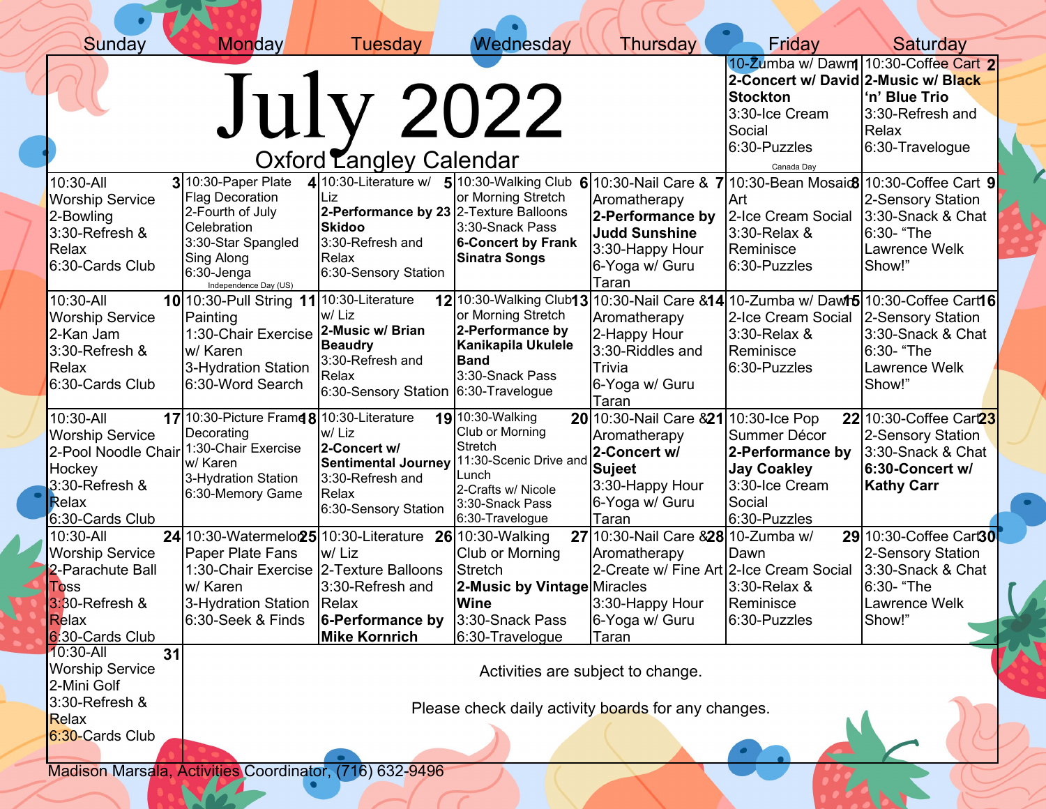# July 2022

## Oxford Langley Calendar

| Sunday | Monday | Tuesday | Wednesday | Thursday | Friday | Saturday |
|---|---|---|---|---|---|---|
| | | | | | **1** 10-Zumba w/ Dawn **2-Concert w/ David Stockton** 3:30-Ice Cream Social 6:30-Puzzles Canada Day | **2** 10:30-Coffee Cart **2-Music w/ Black 'n' Blue Trio** 3:30-Refresh and Relax 6:30-Travelogue |
| **3** 10:30-All Worship Service 2-Bowling 3:30-Refresh & Relax 6:30-Cards Club | **4** 10:30-Paper Plate Flag Decoration 2-Fourth of July Celebration 3:30-Star Spangled Sing Along 6:30-Jenga Independence Day (US) | **5** 10:30-Literature w/ Liz **2-Performance by 23 Skidoo** 3:30-Refresh and Relax 6:30-Sensory Station | **6** 10:30-Walking Club or Morning Stretch 2-Texture Balloons 3:30-Snack Pass **6-Concert by Frank Sinatra Songs** | **7** 10:30-Nail Care & Aromatherapy **2-Performance by Judd Sunshine** 3:30-Happy Hour 6-Yoga w/ Guru Taran | **8** 10:30-Bean Mosaic Art 2-Ice Cream Social 3:30-Relax & Reminisce 6:30-Puzzles | **9** 10:30-Coffee Cart 2-Sensory Station 3:30-Snack & Chat 6:30- "The Lawrence Welk Show!" |
| **10** 10:30-All Worship Service 2-Kan Jam 3:30-Refresh & Relax 6:30-Cards Club | **11** 10:30-Pull String Painting 1:30-Chair Exercise w/ Karen 3-Hydration Station 6:30-Word Search | **12** 10:30-Literature w/ Liz **2-Music w/ Brian Beaudry** 3:30-Refresh and Relax 6:30-Sensory Station | **13** 10:30-Walking Club or Morning Stretch **2-Performance by Kanikapila Ukulele Band** 3:30-Snack Pass 6:30-Travelogue | **14** 10:30-Nail Care & Aromatherapy 2-Happy Hour 3:30-Riddles and Trivia 6-Yoga w/ Guru Taran | **15** 10-Zumba w/ Dawn 2-Ice Cream Social 3:30-Relax & Reminisce 6:30-Puzzles | **16** 10:30-Coffee Cart 2-Sensory Station 3:30-Snack & Chat 6:30- "The Lawrence Welk Show!" |
| **17** 10:30-All Worship Service 2-Pool Noodle Chair Hockey 3:30-Refresh & Relax 6:30-Cards Club | **18** 10:30-Picture Frame Decorating 1:30-Chair Exercise w/ Karen 3-Hydration Station 6:30-Memory Game | **19** 10:30-Literature w/ Liz **2-Concert w/ Sentimental Journey** 3:30-Refresh and Relax 6:30-Sensory Station | **20** 10:30-Walking Club or Morning Stretch 11:30-Scenic Drive and Lunch 2-Crafts w/ Nicole 3:30-Snack Pass 6:30-Travelogue | **21** 10:30-Nail Care & Aromatherapy **2-Concert w/ Sujeet** 3:30-Happy Hour 6-Yoga w/ Guru Taran | **22** 10:30-Ice Pop Summer Décor **2-Performance by Jay Coakley** 3:30-Ice Cream Social 6:30-Puzzles | **23** 10:30-Coffee Cart 2-Sensory Station 3:30-Snack & Chat **6:30-Concert w/ Kathy Carr** |
| **24** 10:30-All Worship Service 2-Parachute Ball Toss 3:30-Refresh & Relax 6:30-Cards Club | **25** 10:30-Watermelon Paper Plate Fans 1:30-Chair Exercise w/ Karen 3-Hydration Station 6:30-Seek & Finds | **26** 10:30-Literature w/ Liz 2-Texture Balloons 3:30-Refresh and Relax **6-Performance by Mike Kornrich** | **27** 10:30-Walking Club or Morning Stretch **2-Music by Vintage Wine** 3:30-Snack Pass 6:30-Travelogue | **28** 10:30-Nail Care & Aromatherapy 2-Create w/ Fine Art Miracles 3:30-Happy Hour 6-Yoga w/ Guru Taran | **29** 10-Zumba w/ Dawn 2-Ice Cream Social 3:30-Relax & Reminisce 6:30-Puzzles | **30** 10:30-Coffee Cart 2-Sensory Station 3:30-Snack & Chat 6:30- "The Lawrence Welk Show!" |
| **31** 10:30-All Worship Service 2-Mini Golf 3:30-Refresh & Relax 6:30-Cards Club | Activities are subject to change. Please check daily activity boards for any changes. | | | | | |

Madison Marsala, Activities Coordinator, (716) 632-9496